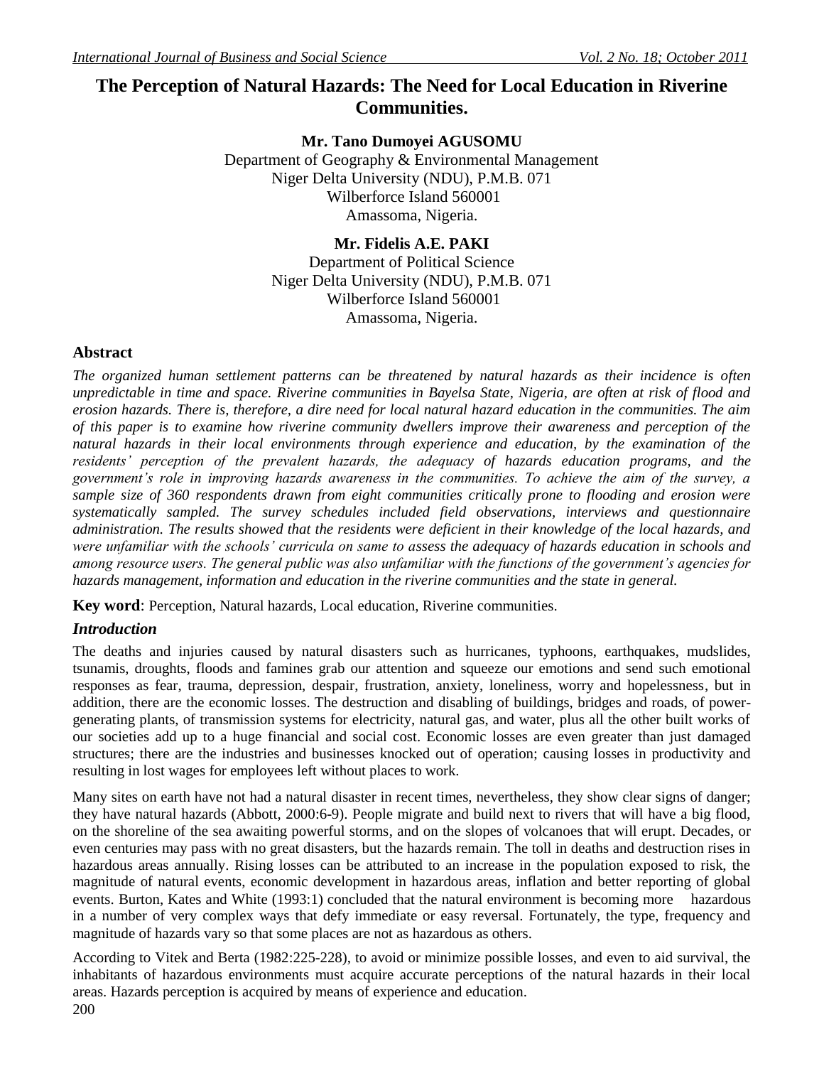# The Perception of Natural Hazards: The Need for Local Education in Riverine Communities.

**Mr. Tano Dumoyei AGUSOMU**
Department of Geography & Environmental Management
Niger Delta University (NDU), P.M.B. 071
Wilberforce Island 560001
Amassoma, Nigeria.

**Mr. Fidelis A.E. PAKI**
Department of Political Science
Niger Delta University (NDU), P.M.B. 071
Wilberforce Island 560001
Amassoma, Nigeria.

## Abstract

*The organized human settlement patterns can be threatened by natural hazards as their incidence is often unpredictable in time and space. Riverine communities in Bayelsa State, Nigeria, are often at risk of flood and erosion hazards. There is, therefore, a dire need for local natural hazard education in the communities. The aim of this paper is to examine how riverine community dwellers improve their awareness and perception of the natural hazards in their local environments through experience and education, by the examination of the residents' perception of the prevalent hazards, the adequacy of hazards education programs, and the government's role in improving hazards awareness in the communities. To achieve the aim of the survey, a sample size of 360 respondents drawn from eight communities critically prone to flooding and erosion were systematically sampled. The survey schedules included field observations, interviews and questionnaire administration. The results showed that the residents were deficient in their knowledge of the local hazards, and were unfamiliar with the schools' curricula on same to assess the adequacy of hazards education in schools and among resource users. The general public was also unfamiliar with the functions of the government's agencies for hazards management, information and education in the riverine communities and the state in general.*

**Key word**: Perception, Natural hazards, Local education, Riverine communities.

## *Introduction*

The deaths and injuries caused by natural disasters such as hurricanes, typhoons, earthquakes, mudslides, tsunamis, droughts, floods and famines grab our attention and squeeze our emotions and send such emotional responses as fear, trauma, depression, despair, frustration, anxiety, loneliness, worry and hopelessness, but in addition, there are the economic losses. The destruction and disabling of buildings, bridges and roads, of power-generating plants, of transmission systems for electricity, natural gas, and water, plus all the other built works of our societies add up to a huge financial and social cost. Economic losses are even greater than just damaged structures; there are the industries and businesses knocked out of operation; causing losses in productivity and resulting in lost wages for employees left without places to work.

Many sites on earth have not had a natural disaster in recent times, nevertheless, they show clear signs of danger; they have natural hazards (Abbott, 2000:6-9). People migrate and build next to rivers that will have a big flood, on the shoreline of the sea awaiting powerful storms, and on the slopes of volcanoes that will erupt. Decades, or even centuries may pass with no great disasters, but the hazards remain. The toll in deaths and destruction rises in hazardous areas annually. Rising losses can be attributed to an increase in the population exposed to risk, the magnitude of natural events, economic development in hazardous areas, inflation and better reporting of global events. Burton, Kates and White (1993:1) concluded that the natural environment is becoming more hazardous in a number of very complex ways that defy immediate or easy reversal. Fortunately, the type, frequency and magnitude of hazards vary so that some places are not as hazardous as others.

According to Vitek and Berta (1982:225-228), to avoid or minimize possible losses, and even to aid survival, the inhabitants of hazardous environments must acquire accurate perceptions of the natural hazards in their local areas. Hazards perception is acquired by means of experience and education.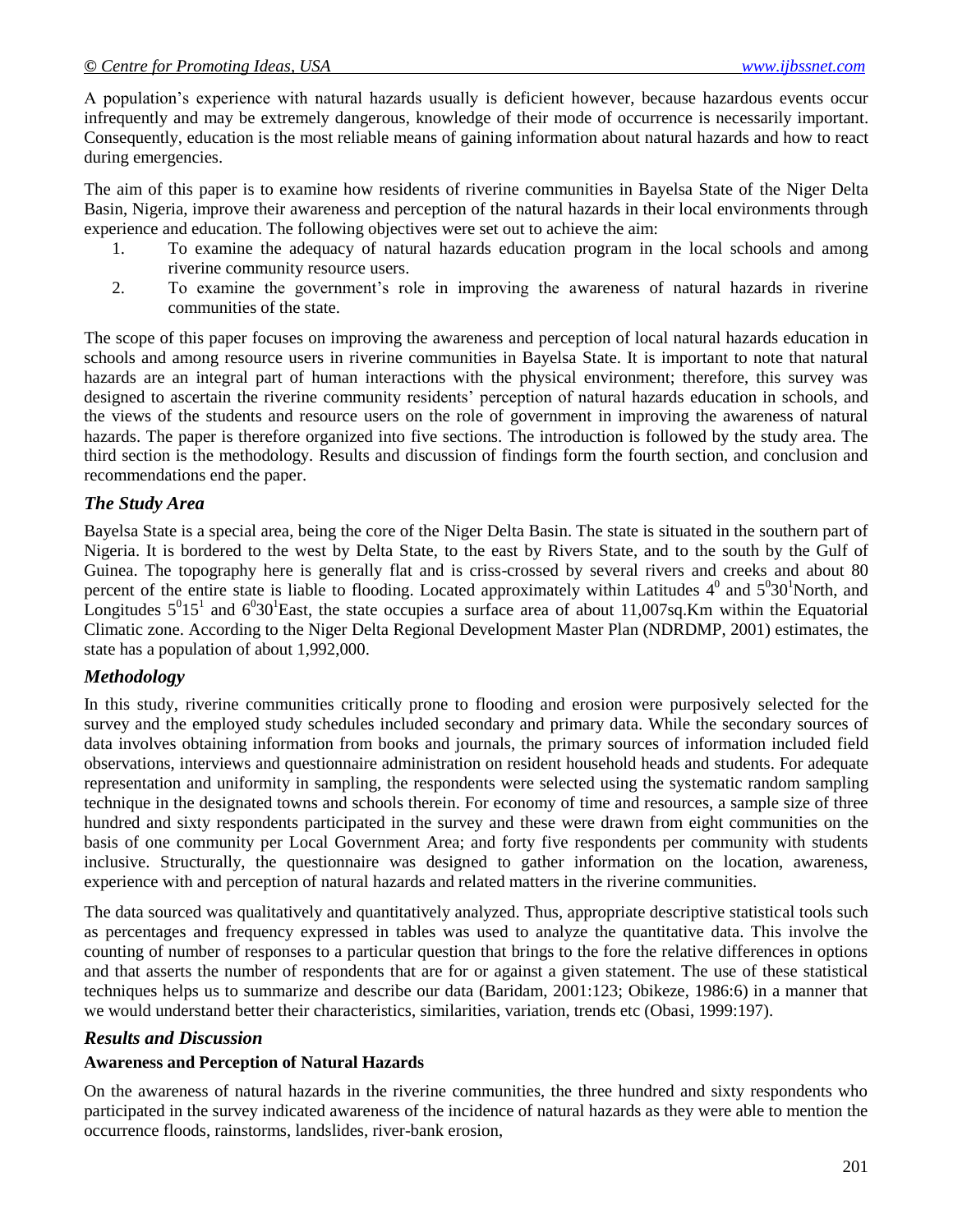A population's experience with natural hazards usually is deficient however, because hazardous events occur infrequently and may be extremely dangerous, knowledge of their mode of occurrence is necessarily important. Consequently, education is the most reliable means of gaining information about natural hazards and how to react during emergencies.

The aim of this paper is to examine how residents of riverine communities in Bayelsa State of the Niger Delta Basin, Nigeria, improve their awareness and perception of the natural hazards in their local environments through experience and education. The following objectives were set out to achieve the aim:

1. To examine the adequacy of natural hazards education program in the local schools and among riverine community resource users.
2. To examine the government's role in improving the awareness of natural hazards in riverine communities of the state.

The scope of this paper focuses on improving the awareness and perception of local natural hazards education in schools and among resource users in riverine communities in Bayelsa State. It is important to note that natural hazards are an integral part of human interactions with the physical environment; therefore, this survey was designed to ascertain the riverine community residents' perception of natural hazards education in schools, and the views of the students and resource users on the role of government in improving the awareness of natural hazards. The paper is therefore organized into five sections. The introduction is followed by the study area. The third section is the methodology. Results and discussion of findings form the fourth section, and conclusion and recommendations end the paper.

## *The Study Area*

Bayelsa State is a special area, being the core of the Niger Delta Basin. The state is situated in the southern part of Nigeria. It is bordered to the west by Delta State, to the east by Rivers State, and to the south by the Gulf of Guinea. The topography here is generally flat and is criss-crossed by several rivers and creeks and about 80 percent of the entire state is liable to flooding. Located approximately within Latitudes $4^0$ and $5^0 30^1$North, and Longitudes $5^0 15^1$ and $6^0 30^1$East, the state occupies a surface area of about 11,007sq.Km within the Equatorial Climatic zone. According to the Niger Delta Regional Development Master Plan (NDRDMP, 2001) estimates, the state has a population of about 1,992,000.

## *Methodology*

In this study, riverine communities critically prone to flooding and erosion were purposively selected for the survey and the employed study schedules included secondary and primary data. While the secondary sources of data involves obtaining information from books and journals, the primary sources of information included field observations, interviews and questionnaire administration on resident household heads and students. For adequate representation and uniformity in sampling, the respondents were selected using the systematic random sampling technique in the designated towns and schools therein. For economy of time and resources, a sample size of three hundred and sixty respondents participated in the survey and these were drawn from eight communities on the basis of one community per Local Government Area; and forty five respondents per community with students inclusive. Structurally, the questionnaire was designed to gather information on the location, awareness, experience with and perception of natural hazards and related matters in the riverine communities.

The data sourced was qualitatively and quantitatively analyzed. Thus, appropriate descriptive statistical tools such as percentages and frequency expressed in tables was used to analyze the quantitative data. This involve the counting of number of responses to a particular question that brings to the fore the relative differences in options and that asserts the number of respondents that are for or against a given statement. The use of these statistical techniques helps us to summarize and describe our data (Baridam, 2001:123; Obikeze, 1986:6) in a manner that we would understand better their characteristics, similarities, variation, trends etc (Obasi, 1999:197).

## *Results and Discussion*

### **Awareness and Perception of Natural Hazards**

On the awareness of natural hazards in the riverine communities, the three hundred and sixty respondents who participated in the survey indicated awareness of the incidence of natural hazards as they were able to mention the occurrence floods, rainstorms, landslides, river-bank erosion,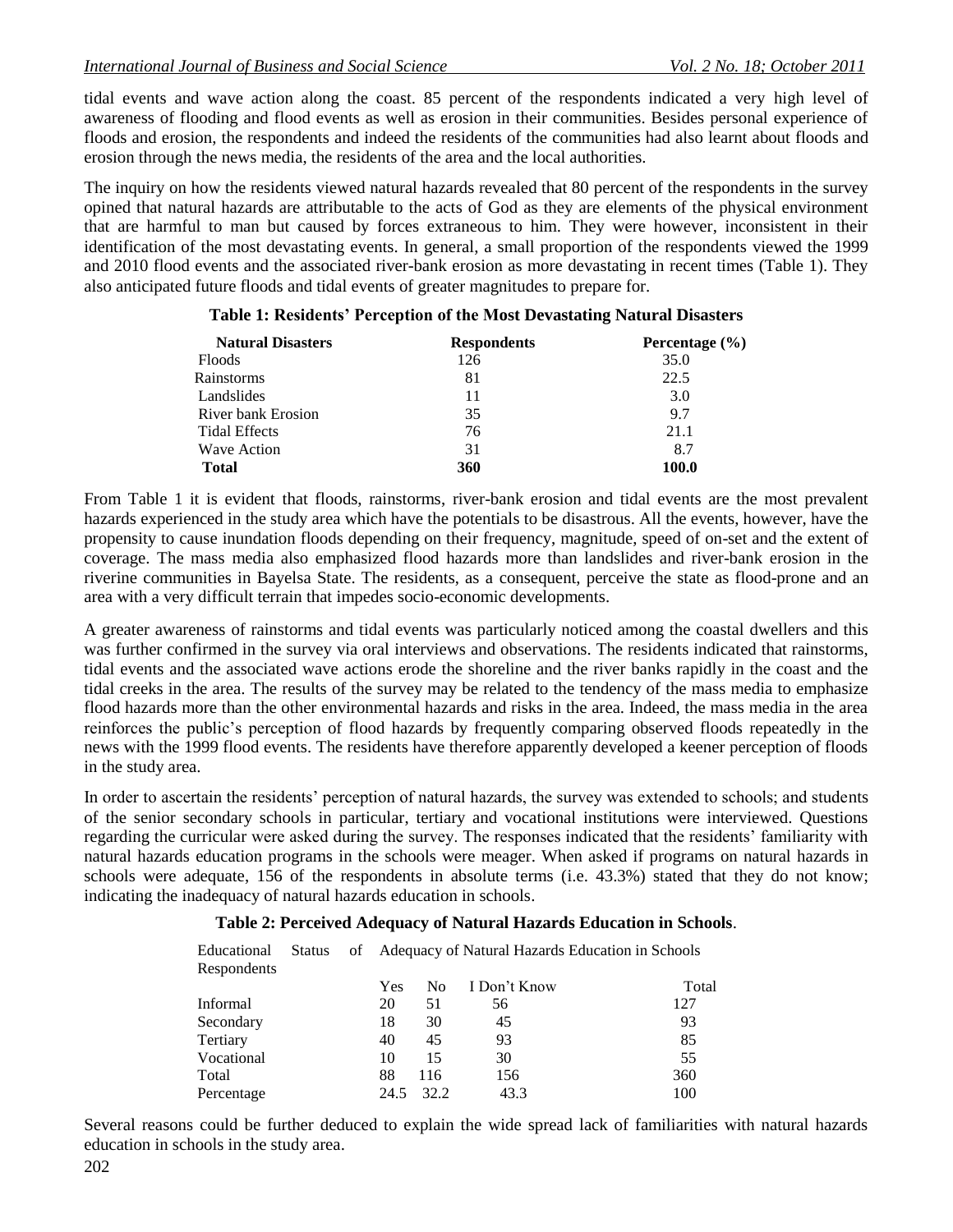tidal events and wave action along the coast. 85 percent of the respondents indicated a very high level of awareness of flooding and flood events as well as erosion in their communities. Besides personal experience of floods and erosion, the respondents and indeed the residents of the communities had also learnt about floods and erosion through the news media, the residents of the area and the local authorities.

The inquiry on how the residents viewed natural hazards revealed that 80 percent of the respondents in the survey opined that natural hazards are attributable to the acts of God as they are elements of the physical environment that are harmful to man but caused by forces extraneous to him. They were however, inconsistent in their identification of the most devastating events. In general, a small proportion of the respondents viewed the 1999 and 2010 flood events and the associated river-bank erosion as more devastating in recent times (Table 1). They also anticipated future floods and tidal events of greater magnitudes to prepare for.

**Table 1: Residents' Perception of the Most Devastating Natural Disasters**

| Natural Disasters | Respondents | Percentage (%) |
|---|---|---|
| Floods | 126 | 35.0 |
| Rainstorms | 81 | 22.5 |
| Landslides | 11 | 3.0 |
| River bank Erosion | 35 | 9.7 |
| Tidal Effects | 76 | 21.1 |
| Wave Action | 31 | 8.7 |
| **Total** | **360** | **100.0** |

From Table 1 it is evident that floods, rainstorms, river-bank erosion and tidal events are the most prevalent hazards experienced in the study area which have the potentials to be disastrous. All the events, however, have the propensity to cause inundation floods depending on their frequency, magnitude, speed of on-set and the extent of coverage. The mass media also emphasized flood hazards more than landslides and river-bank erosion in the riverine communities in Bayelsa State. The residents, as a consequent, perceive the state as flood-prone and an area with a very difficult terrain that impedes socio-economic developments.

A greater awareness of rainstorms and tidal events was particularly noticed among the coastal dwellers and this was further confirmed in the survey via oral interviews and observations. The residents indicated that rainstorms, tidal events and the associated wave actions erode the shoreline and the river banks rapidly in the coast and the tidal creeks in the area. The results of the survey may be related to the tendency of the mass media to emphasize flood hazards more than the other environmental hazards and risks in the area. Indeed, the mass media in the area reinforces the public's perception of flood hazards by frequently comparing observed floods repeatedly in the news with the 1999 flood events. The residents have therefore apparently developed a keener perception of floods in the study area.

In order to ascertain the residents' perception of natural hazards, the survey was extended to schools; and students of the senior secondary schools in particular, tertiary and vocational institutions were interviewed. Questions regarding the curricular were asked during the survey. The responses indicated that the residents' familiarity with natural hazards education programs in the schools were meager. When asked if programs on natural hazards in schools were adequate, 156 of the respondents in absolute terms (i.e. 43.3%) stated that they do not know; indicating the inadequacy of natural hazards education in schools.

**Table 2: Perceived Adequacy of Natural Hazards Education in Schools**.

| Educational Status of Respondents | Adequacy of Natural Hazards Education in Schools | | | |
|---|---|---|---|---|
| | Yes | No | I Don't Know | Total |
| Informal | 20 | 51 | 56 | 127 |
| Secondary | 18 | 30 | 45 | 93 |
| Tertiary | 40 | 45 | 93 | 85 |
| Vocational | 10 | 15 | 30 | 55 |
| Total | 88 | 116 | 156 | 360 |
| Percentage | 24.5 | 32.2 | 43.3 | 100 |

Several reasons could be further deduced to explain the wide spread lack of familiarities with natural hazards education in schools in the study area.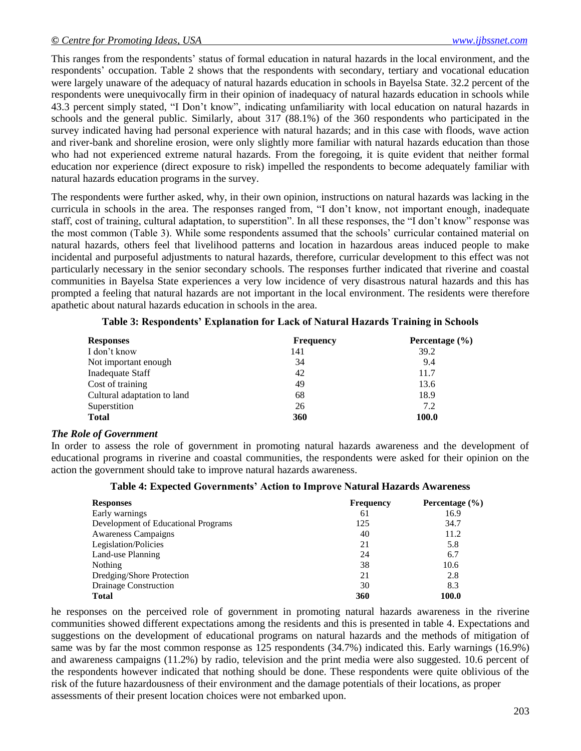This ranges from the respondents' status of formal education in natural hazards in the local environment, and the respondents' occupation. Table 2 shows that the respondents with secondary, tertiary and vocational education were largely unaware of the adequacy of natural hazards education in schools in Bayelsa State. 32.2 percent of the respondents were unequivocally firm in their opinion of inadequacy of natural hazards education in schools while 43.3 percent simply stated, "I Don't know", indicating unfamiliarity with local education on natural hazards in schools and the general public. Similarly, about 317 (88.1%) of the 360 respondents who participated in the survey indicated having had personal experience with natural hazards; and in this case with floods, wave action and river-bank and shoreline erosion, were only slightly more familiar with natural hazards education than those who had not experienced extreme natural hazards. From the foregoing, it is quite evident that neither formal education nor experience (direct exposure to risk) impelled the respondents to become adequately familiar with natural hazards education programs in the survey.

The respondents were further asked, why, in their own opinion, instructions on natural hazards was lacking in the curricula in schools in the area. The responses ranged from, "I don't know, not important enough, inadequate staff, cost of training, cultural adaptation, to superstition". In all these responses, the "I don't know" response was the most common (Table 3). While some respondents assumed that the schools' curricular contained material on natural hazards, others feel that livelihood patterns and location in hazardous areas induced people to make incidental and purposeful adjustments to natural hazards, therefore, curricular development to this effect was not particularly necessary in the senior secondary schools. The responses further indicated that riverine and coastal communities in Bayelsa State experiences a very low incidence of very disastrous natural hazards and this has prompted a feeling that natural hazards are not important in the local environment. The residents were therefore apathetic about natural hazards education in schools in the area.

**Table 3: Respondents' Explanation for Lack of Natural Hazards Training in Schools**

| Responses | Frequency | Percentage (%) |
|---|---|---|
| I don't know | 141 | 39.2 |
| Not important enough | 34 | 9.4 |
| Inadequate Staff | 42 | 11.7 |
| Cost of training | 49 | 13.6 |
| Cultural adaptation to land | 68 | 18.9 |
| Superstition | 26 | 7.2 |
| **Total** | **360** | **100.0** |

### *The Role of Government*

In order to assess the role of government in promoting natural hazards awareness and the development of educational programs in riverine and coastal communities, the respondents were asked for their opinion on the action the government should take to improve natural hazards awareness.

**Table 4: Expected Governments' Action to Improve Natural Hazards Awareness**

| Responses | Frequency | Percentage (%) |
|---|---|---|
| Early warnings | 61 | 16.9 |
| Development of Educational Programs | 125 | 34.7 |
| Awareness Campaigns | 40 | 11.2 |
| Legislation/Policies | 21 | 5.8 |
| Land-use Planning | 24 | 6.7 |
| Nothing | 38 | 10.6 |
| Dredging/Shore Protection | 21 | 2.8 |
| Drainage Construction | 30 | 8.3 |
| **Total** | **360** | **100.0** |

he responses on the perceived role of government in promoting natural hazards awareness in the riverine communities showed different expectations among the residents and this is presented in table 4. Expectations and suggestions on the development of educational programs on natural hazards and the methods of mitigation of same was by far the most common response as 125 respondents (34.7%) indicated this. Early warnings (16.9%) and awareness campaigns (11.2%) by radio, television and the print media were also suggested. 10.6 percent of the respondents however indicated that nothing should be done. These respondents were quite oblivious of the risk of the future hazardousness of their environment and the damage potentials of their locations, as proper assessments of their present location choices were not embarked upon.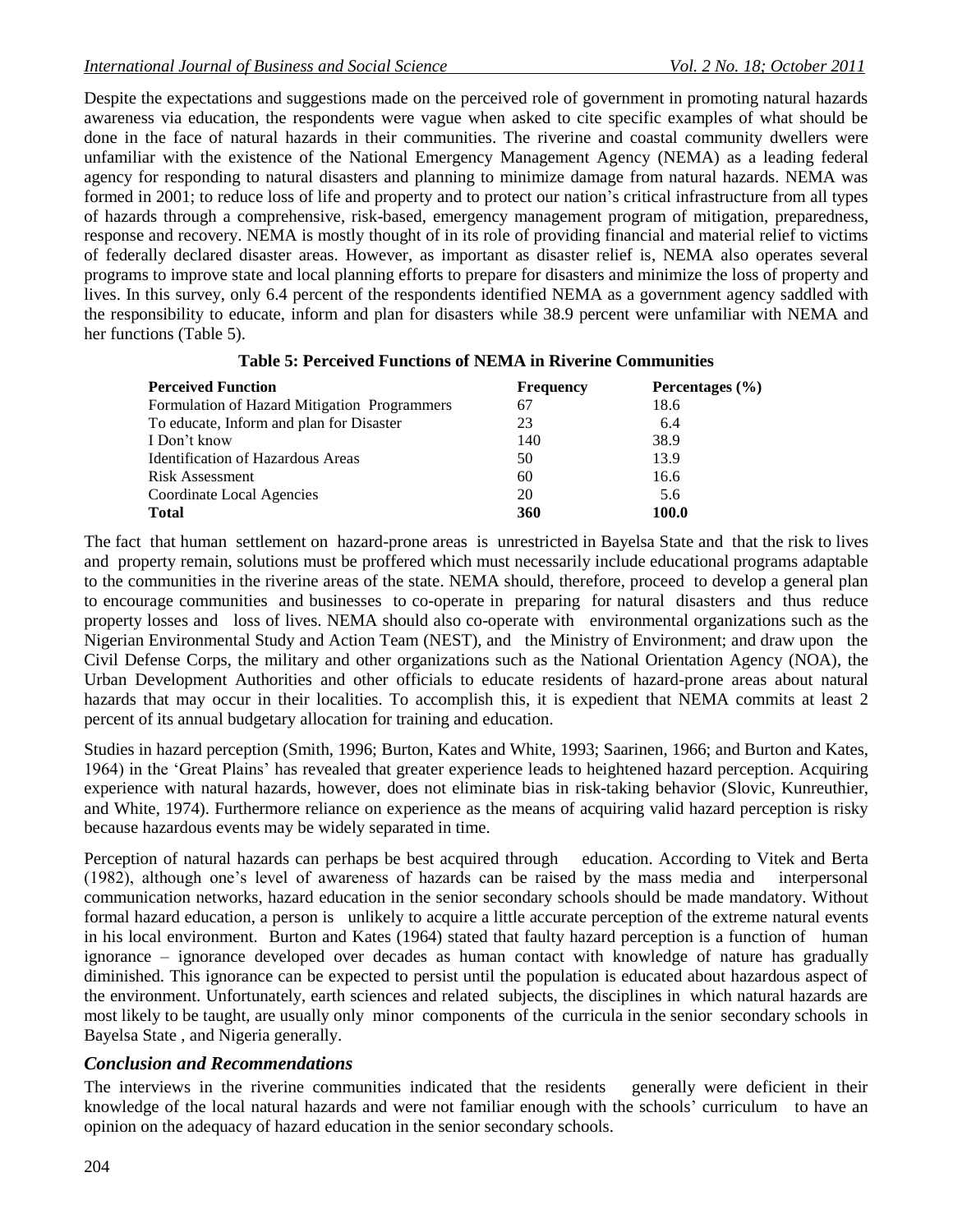Despite the expectations and suggestions made on the perceived role of government in promoting natural hazards awareness via education, the respondents were vague when asked to cite specific examples of what should be done in the face of natural hazards in their communities. The riverine and coastal community dwellers were unfamiliar with the existence of the National Emergency Management Agency (NEMA) as a leading federal agency for responding to natural disasters and planning to minimize damage from natural hazards. NEMA was formed in 2001; to reduce loss of life and property and to protect our nation's critical infrastructure from all types of hazards through a comprehensive, risk-based, emergency management program of mitigation, preparedness, response and recovery. NEMA is mostly thought of in its role of providing financial and material relief to victims of federally declared disaster areas. However, as important as disaster relief is, NEMA also operates several programs to improve state and local planning efforts to prepare for disasters and minimize the loss of property and lives. In this survey, only 6.4 percent of the respondents identified NEMA as a government agency saddled with the responsibility to educate, inform and plan for disasters while 38.9 percent were unfamiliar with NEMA and her functions (Table 5).

**Table 5: Perceived Functions of NEMA in Riverine Communities**

| Perceived Function | Frequency | Percentages (%) |
|---|---|---|
| Formulation of Hazard Mitigation Programmers | 67 | 18.6 |
| To educate, Inform and plan for Disaster | 23 | 6.4 |
| I Don't know | 140 | 38.9 |
| Identification of Hazardous Areas | 50 | 13.9 |
| Risk Assessment | 60 | 16.6 |
| Coordinate Local Agencies | 20 | 5.6 |
| **Total** | **360** | **100.0** |

The fact that human settlement on hazard-prone areas is unrestricted in Bayelsa State and that the risk to lives and property remain, solutions must be proffered which must necessarily include educational programs adaptable to the communities in the riverine areas of the state. NEMA should, therefore, proceed to develop a general plan to encourage communities and businesses to co-operate in preparing for natural disasters and thus reduce property losses and loss of lives. NEMA should also co-operate with environmental organizations such as the Nigerian Environmental Study and Action Team (NEST), and the Ministry of Environment; and draw upon the Civil Defense Corps, the military and other organizations such as the National Orientation Agency (NOA), the Urban Development Authorities and other officials to educate residents of hazard-prone areas about natural hazards that may occur in their localities. To accomplish this, it is expedient that NEMA commits at least 2 percent of its annual budgetary allocation for training and education.

Studies in hazard perception (Smith, 1996; Burton, Kates and White, 1993; Saarinen, 1966; and Burton and Kates, 1964) in the 'Great Plains' has revealed that greater experience leads to heightened hazard perception. Acquiring experience with natural hazards, however, does not eliminate bias in risk-taking behavior (Slovic, Kunreuthier, and White, 1974). Furthermore reliance on experience as the means of acquiring valid hazard perception is risky because hazardous events may be widely separated in time.

Perception of natural hazards can perhaps be best acquired through education. According to Vitek and Berta (1982), although one's level of awareness of hazards can be raised by the mass media and interpersonal communication networks, hazard education in the senior secondary schools should be made mandatory. Without formal hazard education, a person is unlikely to acquire a little accurate perception of the extreme natural events in his local environment. Burton and Kates (1964) stated that faulty hazard perception is a function of human ignorance – ignorance developed over decades as human contact with knowledge of nature has gradually diminished. This ignorance can be expected to persist until the population is educated about hazardous aspect of the environment. Unfortunately, earth sciences and related subjects, the disciplines in which natural hazards are most likely to be taught, are usually only minor components of the curricula in the senior secondary schools in Bayelsa State , and Nigeria generally.

## *Conclusion and Recommendations*

The interviews in the riverine communities indicated that the residents generally were deficient in their knowledge of the local natural hazards and were not familiar enough with the schools' curriculum to have an opinion on the adequacy of hazard education in the senior secondary schools.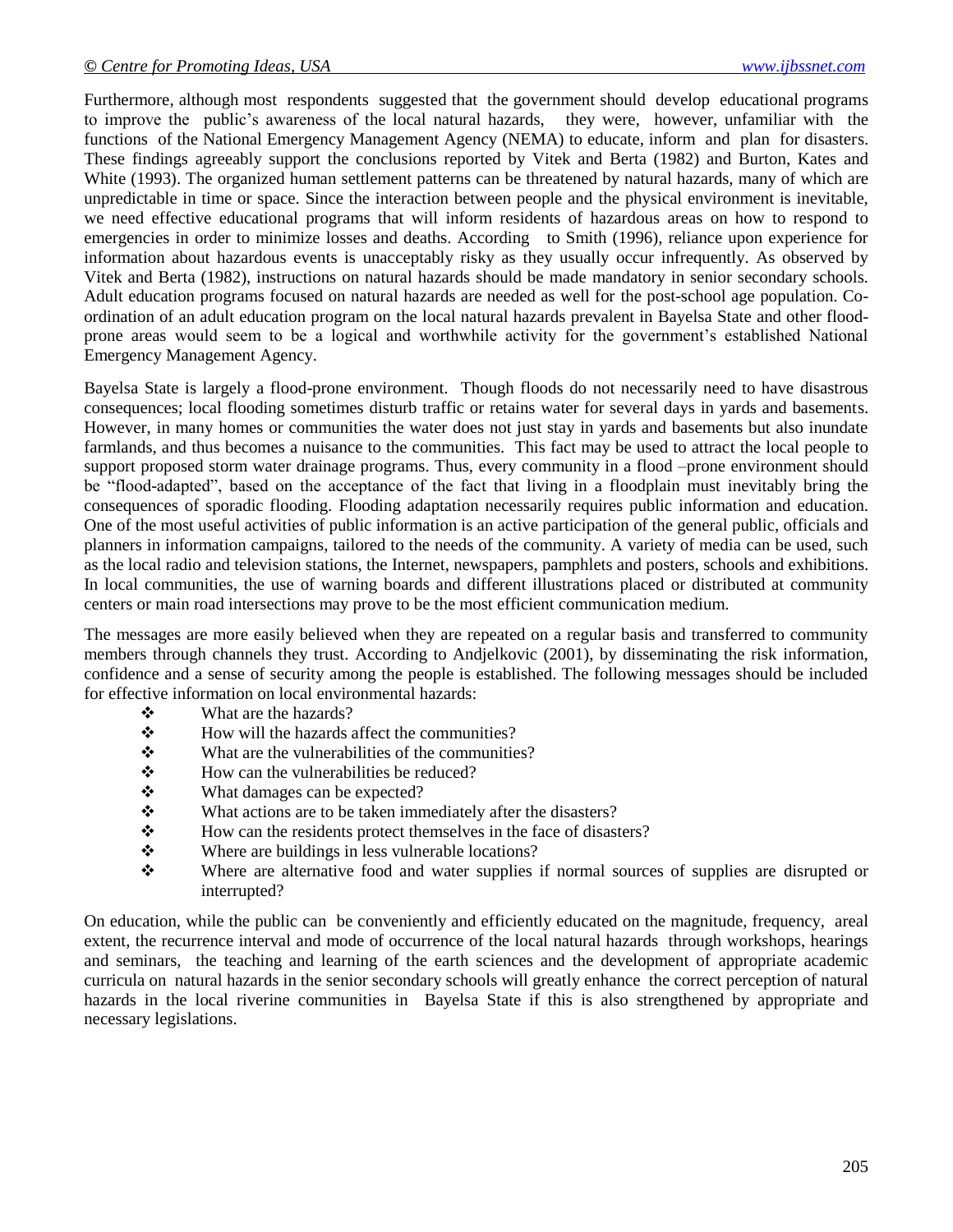Furthermore, although most respondents suggested that the government should develop educational programs to improve the public's awareness of the local natural hazards, they were, however, unfamiliar with the functions of the National Emergency Management Agency (NEMA) to educate, inform and plan for disasters. These findings agreeably support the conclusions reported by Vitek and Berta (1982) and Burton, Kates and White (1993). The organized human settlement patterns can be threatened by natural hazards, many of which are unpredictable in time or space. Since the interaction between people and the physical environment is inevitable, we need effective educational programs that will inform residents of hazardous areas on how to respond to emergencies in order to minimize losses and deaths. According to Smith (1996), reliance upon experience for information about hazardous events is unacceptably risky as they usually occur infrequently. As observed by Vitek and Berta (1982), instructions on natural hazards should be made mandatory in senior secondary schools. Adult education programs focused on natural hazards are needed as well for the post-school age population. Co-ordination of an adult education program on the local natural hazards prevalent in Bayelsa State and other flood-prone areas would seem to be a logical and worthwhile activity for the government's established National Emergency Management Agency.

Bayelsa State is largely a flood-prone environment. Though floods do not necessarily need to have disastrous consequences; local flooding sometimes disturb traffic or retains water for several days in yards and basements. However, in many homes or communities the water does not just stay in yards and basements but also inundate farmlands, and thus becomes a nuisance to the communities. This fact may be used to attract the local people to support proposed storm water drainage programs. Thus, every community in a flood –prone environment should be "flood-adapted", based on the acceptance of the fact that living in a floodplain must inevitably bring the consequences of sporadic flooding. Flooding adaptation necessarily requires public information and education. One of the most useful activities of public information is an active participation of the general public, officials and planners in information campaigns, tailored to the needs of the community. A variety of media can be used, such as the local radio and television stations, the Internet, newspapers, pamphlets and posters, schools and exhibitions. In local communities, the use of warning boards and different illustrations placed or distributed at community centers or main road intersections may prove to be the most efficient communication medium.

The messages are more easily believed when they are repeated on a regular basis and transferred to community members through channels they trust. According to Andjelkovic (2001), by disseminating the risk information, confidence and a sense of security among the people is established. The following messages should be included for effective information on local environmental hazards:

- What are the hazards?
- How will the hazards affect the communities?
- What are the vulnerabilities of the communities?
- How can the vulnerabilities be reduced?
- What damages can be expected?
- What actions are to be taken immediately after the disasters?
- How can the residents protect themselves in the face of disasters?
- Where are buildings in less vulnerable locations?
- Where are alternative food and water supplies if normal sources of supplies are disrupted or interrupted?

On education, while the public can be conveniently and efficiently educated on the magnitude, frequency, areal extent, the recurrence interval and mode of occurrence of the local natural hazards through workshops, hearings and seminars, the teaching and learning of the earth sciences and the development of appropriate academic curricula on natural hazards in the senior secondary schools will greatly enhance the correct perception of natural hazards in the local riverine communities in Bayelsa State if this is also strengthened by appropriate and necessary legislations.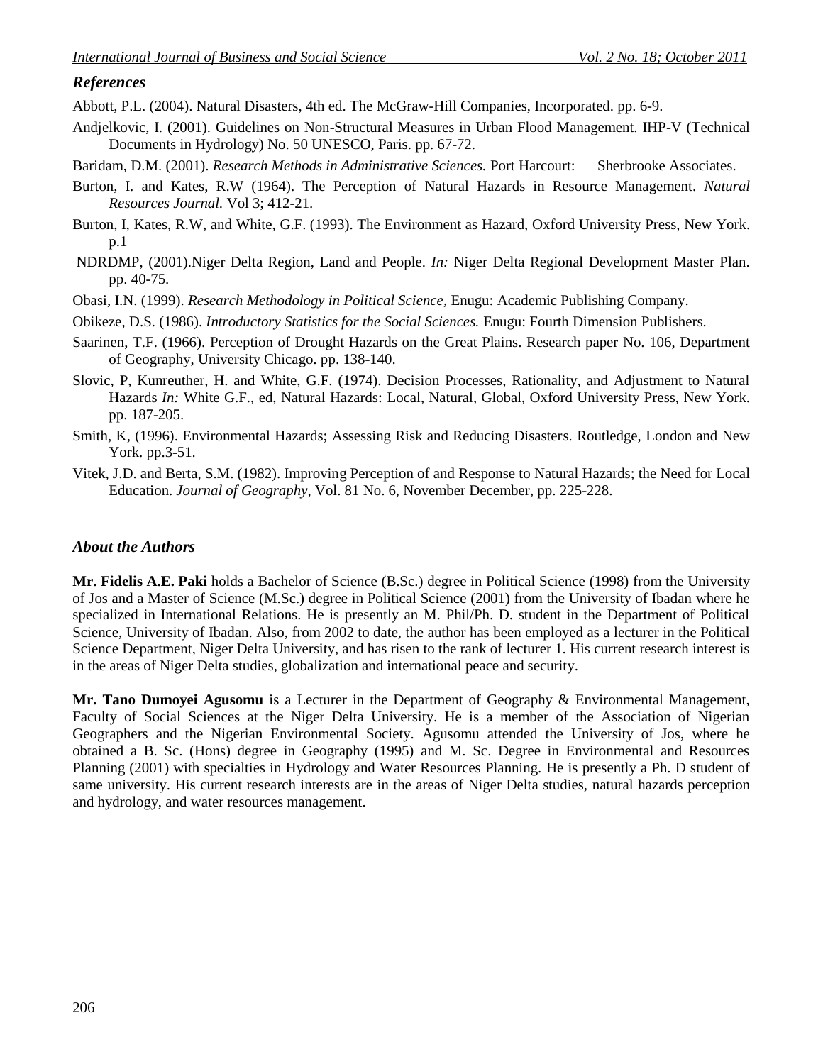### *References*

Abbott, P.L. (2004). Natural Disasters, 4th ed. The McGraw-Hill Companies, Incorporated. pp. 6-9.

Andjelkovic, I. (2001). Guidelines on Non-Structural Measures in Urban Flood Management. IHP-V (Technical Documents in Hydrology) No. 50 UNESCO, Paris. pp. 67-72.

Baridam, D.M. (2001). *Research Methods in Administrative Sciences.* Port Harcourt: Sherbrooke Associates.

Burton, I. and Kates, R.W (1964). The Perception of Natural Hazards in Resource Management. *Natural Resources Journal.* Vol 3; 412-21.

Burton, I, Kates, R.W, and White, G.F. (1993). The Environment as Hazard, Oxford University Press, New York. p.1

NDRDMP, (2001).Niger Delta Region, Land and People. *In:* Niger Delta Regional Development Master Plan. pp. 40-75.

Obasi, I.N. (1999). *Research Methodology in Political Science,* Enugu: Academic Publishing Company.

Obikeze, D.S. (1986). *Introductory Statistics for the Social Sciences.* Enugu: Fourth Dimension Publishers.

Saarinen, T.F. (1966). Perception of Drought Hazards on the Great Plains. Research paper No. 106, Department of Geography, University Chicago. pp. 138-140.

Slovic, P, Kunreuther, H. and White, G.F. (1974). Decision Processes, Rationality, and Adjustment to Natural Hazards *In:* White G.F., ed, Natural Hazards: Local, Natural, Global, Oxford University Press, New York. pp. 187-205.

Smith, K, (1996). Environmental Hazards; Assessing Risk and Reducing Disasters. Routledge, London and New York. pp.3-51.

Vitek, J.D. and Berta, S.M. (1982). Improving Perception of and Response to Natural Hazards; the Need for Local Education. *Journal of Geography,* Vol. 81 No. 6, November December, pp. 225-228.

### *About the Authors*

**Mr. Fidelis A.E. Paki** holds a Bachelor of Science (B.Sc.) degree in Political Science (1998) from the University of Jos and a Master of Science (M.Sc.) degree in Political Science (2001) from the University of Ibadan where he specialized in International Relations. He is presently an M. Phil/Ph. D. student in the Department of Political Science, University of Ibadan. Also, from 2002 to date, the author has been employed as a lecturer in the Political Science Department, Niger Delta University, and has risen to the rank of lecturer 1. His current research interest is in the areas of Niger Delta studies, globalization and international peace and security.

**Mr. Tano Dumoyei Agusomu** is a Lecturer in the Department of Geography & Environmental Management, Faculty of Social Sciences at the Niger Delta University. He is a member of the Association of Nigerian Geographers and the Nigerian Environmental Society. Agusomu attended the University of Jos, where he obtained a B. Sc. (Hons) degree in Geography (1995) and M. Sc. Degree in Environmental and Resources Planning (2001) with specialties in Hydrology and Water Resources Planning. He is presently a Ph. D student of same university. His current research interests are in the areas of Niger Delta studies, natural hazards perception and hydrology, and water resources management.